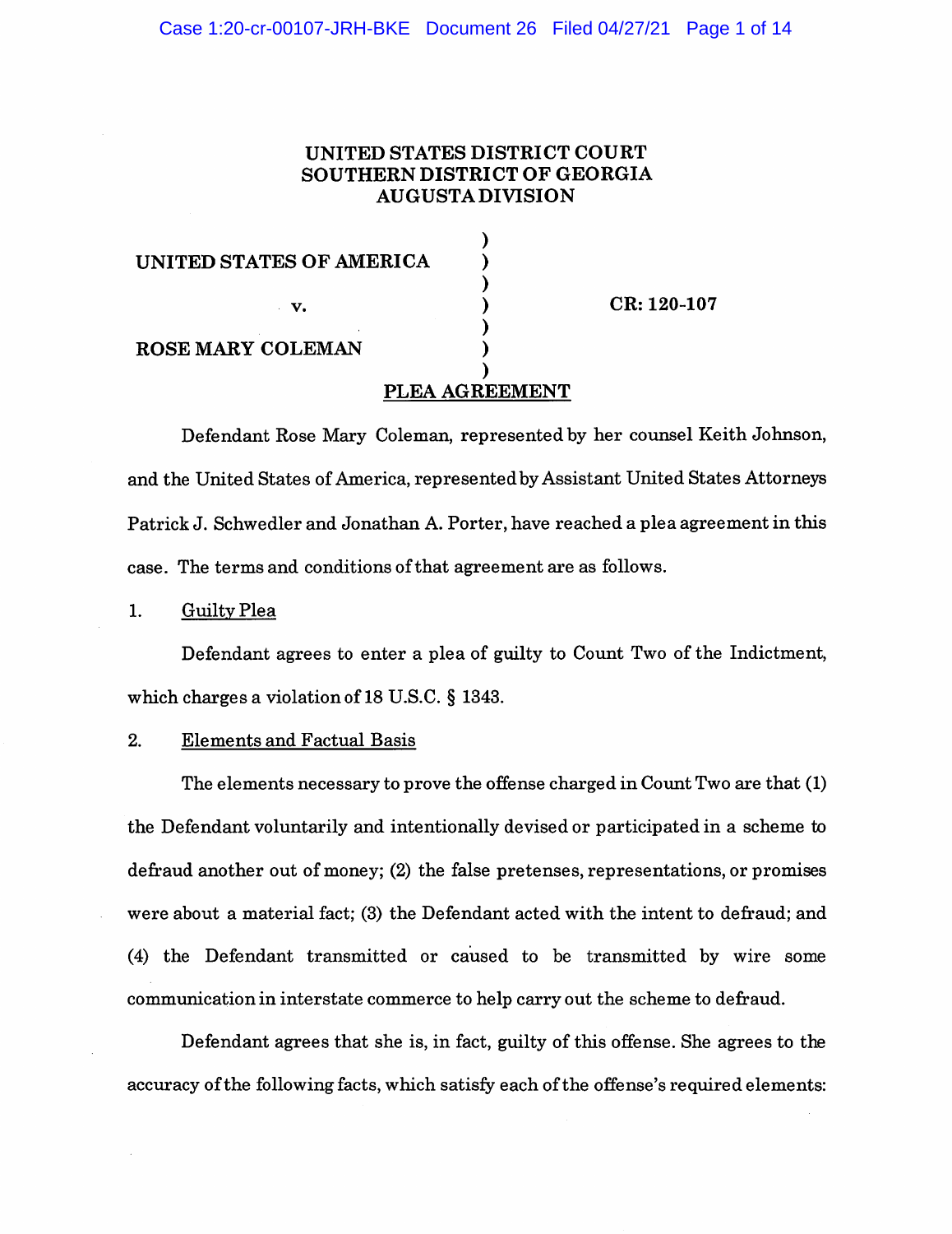# UNITED STATES DISTRICT COURT
# SOUTHERN DISTRICT OF GEORGIA
# AUGUSTA DIVISION

**UNITED STATES OF AMERICA** )
)
v. ) **CR: 120-107**
)
**ROSE MARY COLEMAN** )

## PLEA AGREEMENT

Defendant Rose Mary Coleman, represented by her counsel Keith Johnson, and the United States of America, represented by Assistant United States Attorneys Patrick J. Schwedler and Jonathan A. Porter, have reached a plea agreement in this case. The terms and conditions of that agreement are as follows.

1. Guilty Plea

Defendant agrees to enter a plea of guilty to Count Two of the Indictment, which charges a violation of 18 U.S.C. § 1343.

2. Elements and Factual Basis

The elements necessary to prove the offense charged in Count Two are that (1) the Defendant voluntarily and intentionally devised or participated in a scheme to defraud another out of money; (2) the false pretenses, representations, or promises were about a material fact; (3) the Defendant acted with the intent to defraud; and (4) the Defendant transmitted or caused to be transmitted by wire some communication in interstate commerce to help carry out the scheme to defraud.

Defendant agrees that she is, in fact, guilty of this offense. She agrees to the accuracy of the following facts, which satisfy each of the offense's required elements: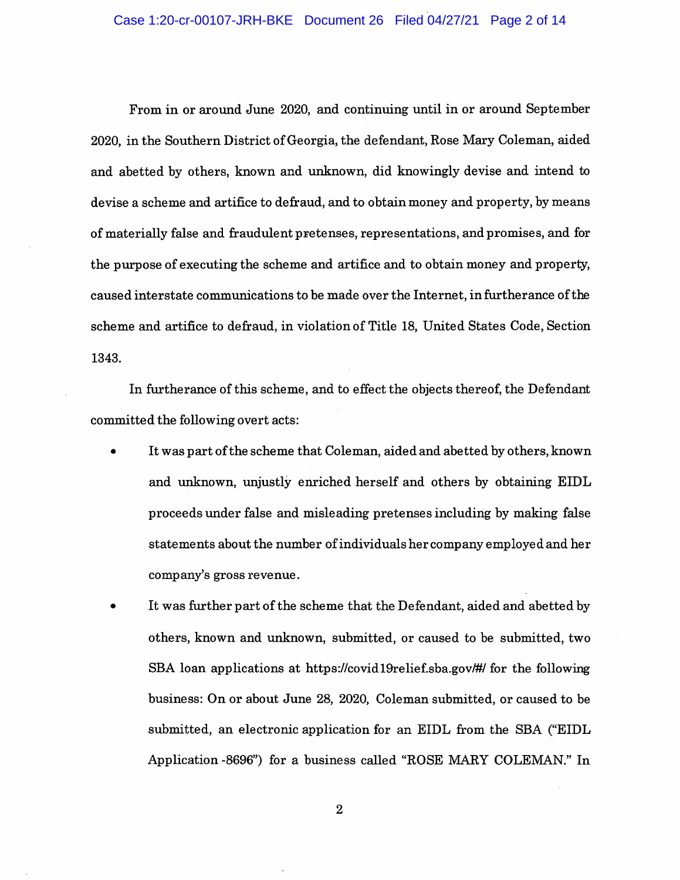From in or around June 2020, and continuing until in or around September 2020, in the Southern District of Georgia, the defendant, Rose Mary Coleman, aided and abetted by others, known and unknown, did knowingly devise and intend to devise a scheme and artifice to defraud, and to obtain money and property, by means of materially false and fraudulent pretenses, representations, and promises, and for the purpose of executing the scheme and artifice and to obtain money and property, caused interstate communications to be made over the Internet, in furtherance of the scheme and artifice to defraud, in violation of Title 18, United States Code, Section 1343.

In furtherance of this scheme, and to effect the objects thereof, the Defendant committed the following overt acts:

- It was part of the scheme that Coleman, aided and abetted by others, known and unknown, unjustly enriched herself and others by obtaining EIDL proceeds under false and misleading pretenses including by making false statements about the number of individuals her company employed and her company's gross revenue.
- It was further part of the scheme that the Defendant, aided and abetted by others, known and unknown, submitted, or caused to be submitted, two SBA loan applications at https://covid19relief.sba.gov/#/ for the following business: On or about June 28, 2020, Coleman submitted, or caused to be submitted, an electronic application for an EIDL from the SBA ("EIDL Application -8696") for a business called "ROSE MARY COLEMAN." In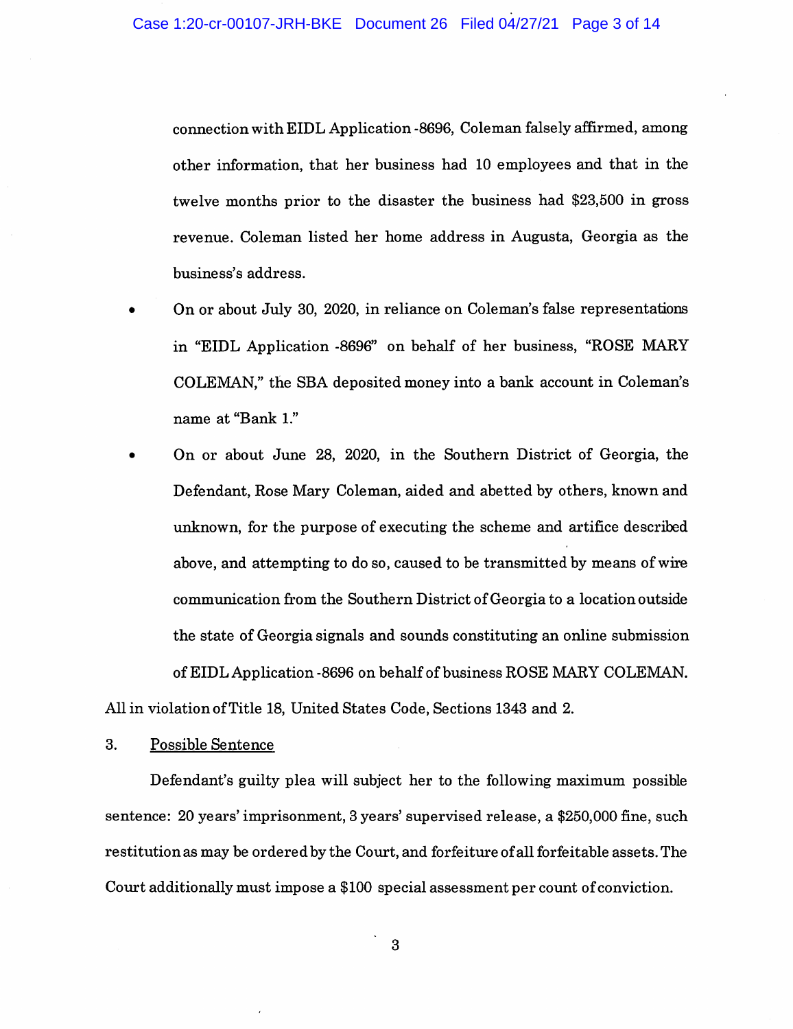connection with EIDL Application -8696, Coleman falsely affirmed, among other information, that her business had 10 employees and that in the twelve months prior to the disaster the business had $23,500 in gross revenue. Coleman listed her home address in Augusta, Georgia as the business's address.

- On or about July 30, 2020, in reliance on Coleman's false representations in "EIDL Application -8696" on behalf of her business, "ROSE MARY COLEMAN," the SBA deposited money into a bank account in Coleman's name at "Bank 1."
- On or about June 28, 2020, in the Southern District of Georgia, the Defendant, Rose Mary Coleman, aided and abetted by others, known and unknown, for the purpose of executing the scheme and artifice described above, and attempting to do so, caused to be transmitted by means of wire communication from the Southern District of Georgia to a location outside the state of Georgia signals and sounds constituting an online submission of EIDL Application -8696 on behalf of business ROSE MARY COLEMAN.

All in violation of Title 18, United States Code, Sections 1343 and 2.

3. Possible Sentence

Defendant's guilty plea will subject her to the following maximum possible sentence: 20 years' imprisonment, 3 years' supervised release, a $250,000 fine, such restitution as may be ordered by the Court, and forfeiture of all forfeitable assets. The Court additionally must impose a $100 special assessment per count of conviction.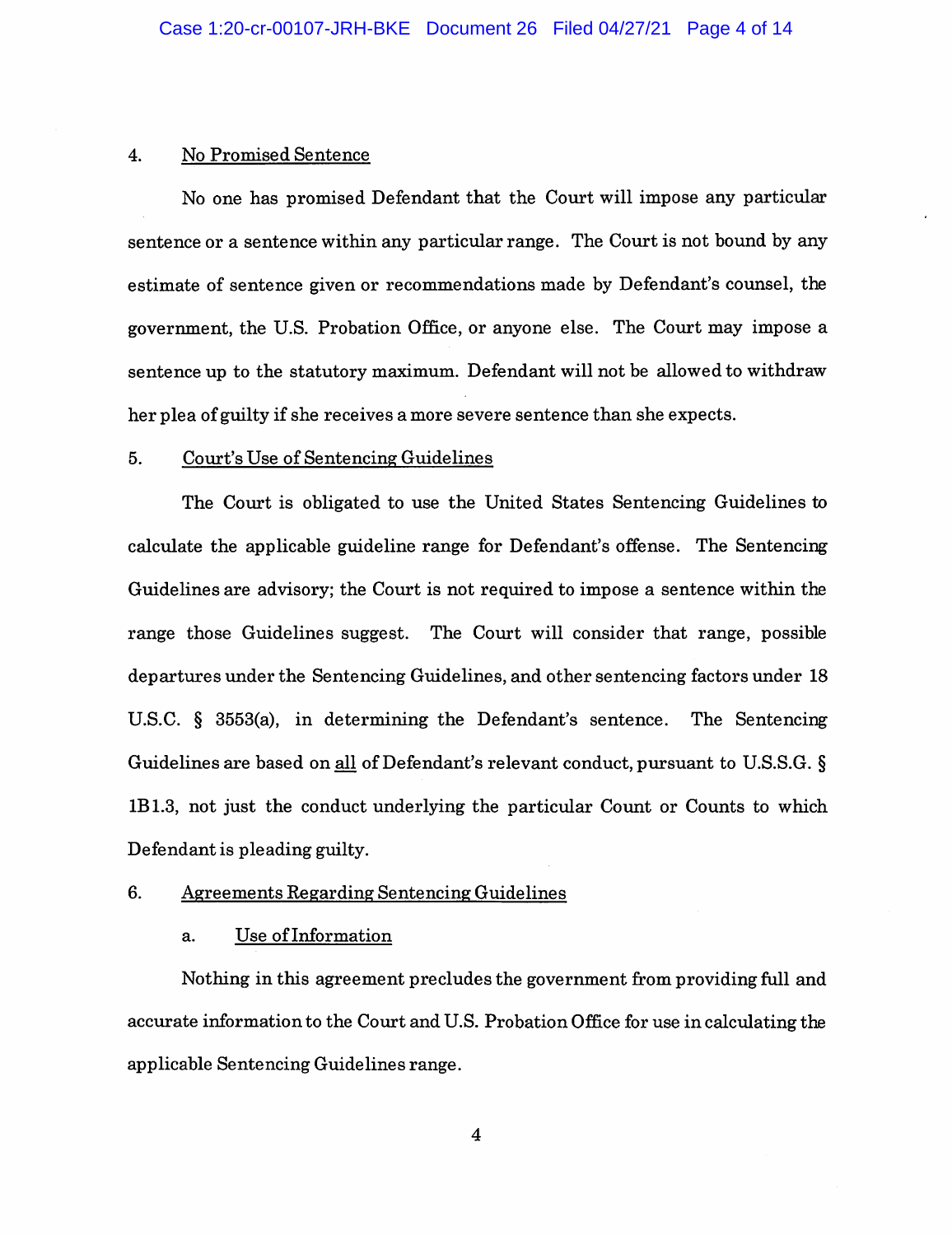4. <u>No Promised Sentence</u>

No one has promised Defendant that the Court will impose any particular sentence or a sentence within any particular range. The Court is not bound by any estimate of sentence given or recommendations made by Defendant's counsel, the government, the U.S. Probation Office, or anyone else. The Court may impose a sentence up to the statutory maximum. Defendant will not be allowed to withdraw her plea of guilty if she receives a more severe sentence than she expects.

5. <u>Court's Use of Sentencing Guidelines</u>

The Court is obligated to use the United States Sentencing Guidelines to calculate the applicable guideline range for Defendant's offense. The Sentencing Guidelines are advisory; the Court is not required to impose a sentence within the range those Guidelines suggest. The Court will consider that range, possible departures under the Sentencing Guidelines, and other sentencing factors under 18 U.S.C. § 3553(a), in determining the Defendant's sentence. The Sentencing Guidelines are based on <u>all</u> of Defendant's relevant conduct, pursuant to U.S.S.G. § 1B1.3, not just the conduct underlying the particular Count or Counts to which Defendant is pleading guilty.

6. <u>Agreements Regarding Sentencing Guidelines</u>

a. <u>Use of Information</u>

Nothing in this agreement precludes the government from providing full and accurate information to the Court and U.S. Probation Office for use in calculating the applicable Sentencing Guidelines range.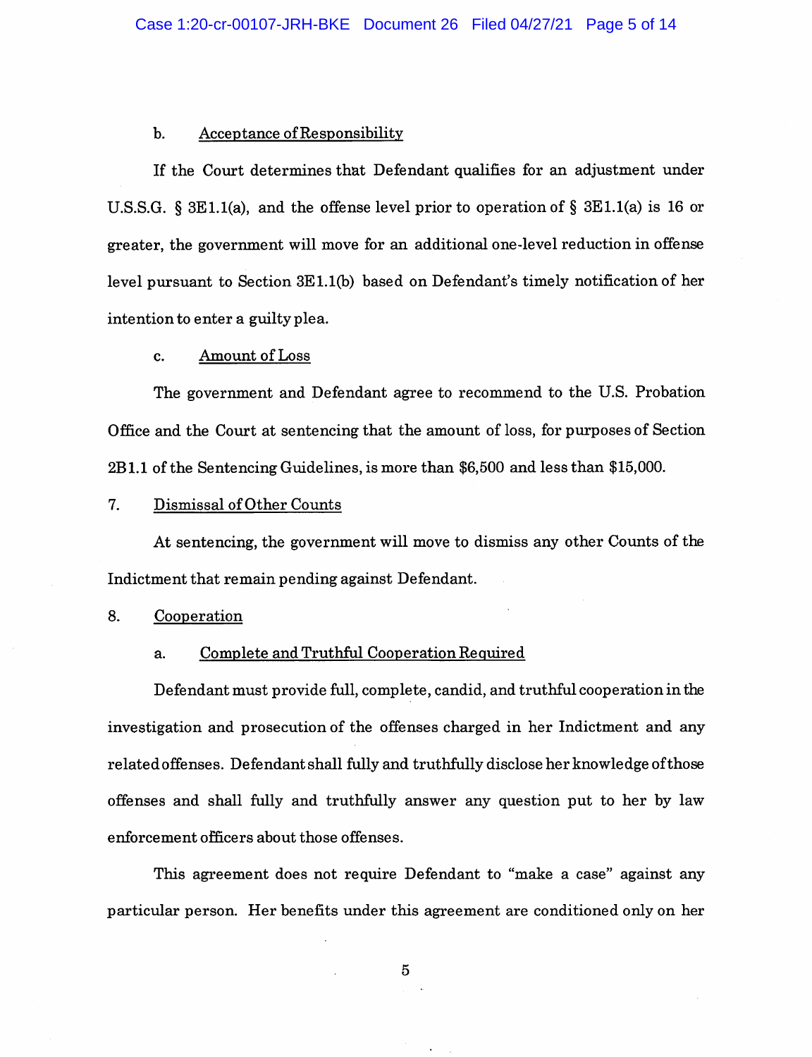b. Acceptance of Responsibility

If the Court determines that Defendant qualifies for an adjustment under U.S.S.G. § 3E1.1(a), and the offense level prior to operation of § 3E1.1(a) is 16 or greater, the government will move for an additional one-level reduction in offense level pursuant to Section 3E1.1(b) based on Defendant's timely notification of her intention to enter a guilty plea.

c. Amount of Loss

The government and Defendant agree to recommend to the U.S. Probation Office and the Court at sentencing that the amount of loss, for purposes of Section 2B1.1 of the Sentencing Guidelines, is more than $6,500 and less than $15,000.

7. Dismissal of Other Counts

At sentencing, the government will move to dismiss any other Counts of the Indictment that remain pending against Defendant.

8. Cooperation

a. Complete and Truthful Cooperation Required

Defendant must provide full, complete, candid, and truthful cooperation in the investigation and prosecution of the offenses charged in her Indictment and any related offenses. Defendant shall fully and truthfully disclose her knowledge of those offenses and shall fully and truthfully answer any question put to her by law enforcement officers about those offenses.

This agreement does not require Defendant to "make a case" against any particular person. Her benefits under this agreement are conditioned only on her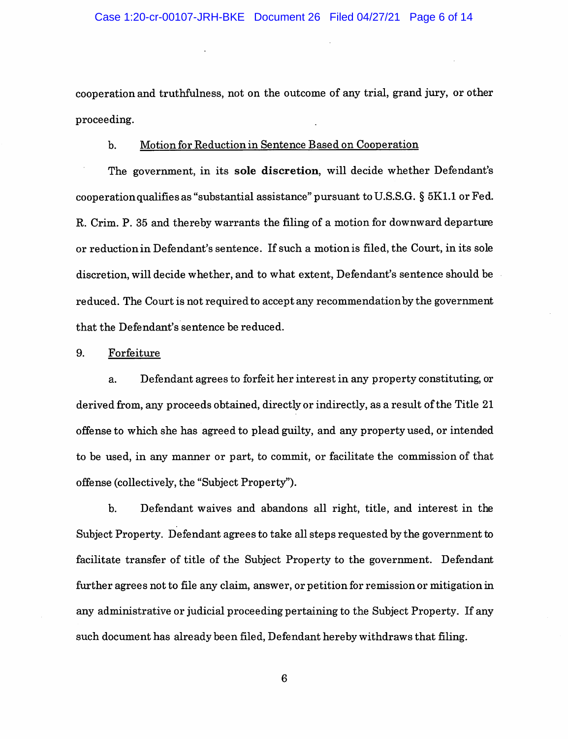cooperation and truthfulness, not on the outcome of any trial, grand jury, or other proceeding.

b. Motion for Reduction in Sentence Based on Cooperation

The government, in its **sole discretion**, will decide whether Defendant's cooperation qualifies as "substantial assistance" pursuant to U.S.S.G. § 5K1.1 or Fed. R. Crim. P. 35 and thereby warrants the filing of a motion for downward departure or reduction in Defendant's sentence. If such a motion is filed, the Court, in its sole discretion, will decide whether, and to what extent, Defendant's sentence should be reduced. The Court is not required to accept any recommendation by the government that the Defendant's sentence be reduced.

9. Forfeiture

a. Defendant agrees to forfeit her interest in any property constituting, or derived from, any proceeds obtained, directly or indirectly, as a result of the Title 21 offense to which she has agreed to plead guilty, and any property used, or intended to be used, in any manner or part, to commit, or facilitate the commission of that offense (collectively, the "Subject Property").

b. Defendant waives and abandons all right, title, and interest in the Subject Property. Defendant agrees to take all steps requested by the government to facilitate transfer of title of the Subject Property to the government. Defendant further agrees not to file any claim, answer, or petition for remission or mitigation in any administrative or judicial proceeding pertaining to the Subject Property. If any such document has already been filed, Defendant hereby withdraws that filing.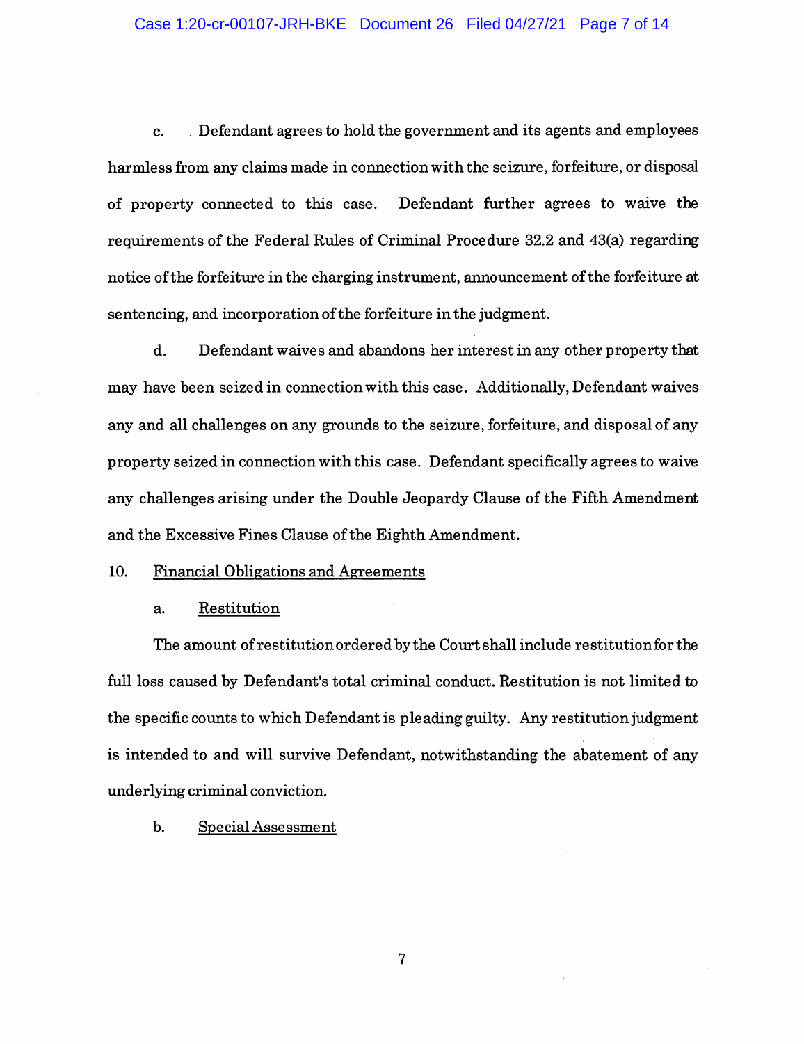c. Defendant agrees to hold the government and its agents and employees harmless from any claims made in connection with the seizure, forfeiture, or disposal of property connected to this case. Defendant further agrees to waive the requirements of the Federal Rules of Criminal Procedure 32.2 and 43(a) regarding notice of the forfeiture in the charging instrument, announcement of the forfeiture at sentencing, and incorporation of the forfeiture in the judgment.

d. Defendant waives and abandons her interest in any other property that may have been seized in connection with this case. Additionally, Defendant waives any and all challenges on any grounds to the seizure, forfeiture, and disposal of any property seized in connection with this case. Defendant specifically agrees to waive any challenges arising under the Double Jeopardy Clause of the Fifth Amendment and the Excessive Fines Clause of the Eighth Amendment.

10. Financial Obligations and Agreements

a. Restitution

The amount of restitution ordered by the Court shall include restitution for the full loss caused by Defendant's total criminal conduct. Restitution is not limited to the specific counts to which Defendant is pleading guilty. Any restitution judgment is intended to and will survive Defendant, notwithstanding the abatement of any underlying criminal conviction.

b. Special Assessment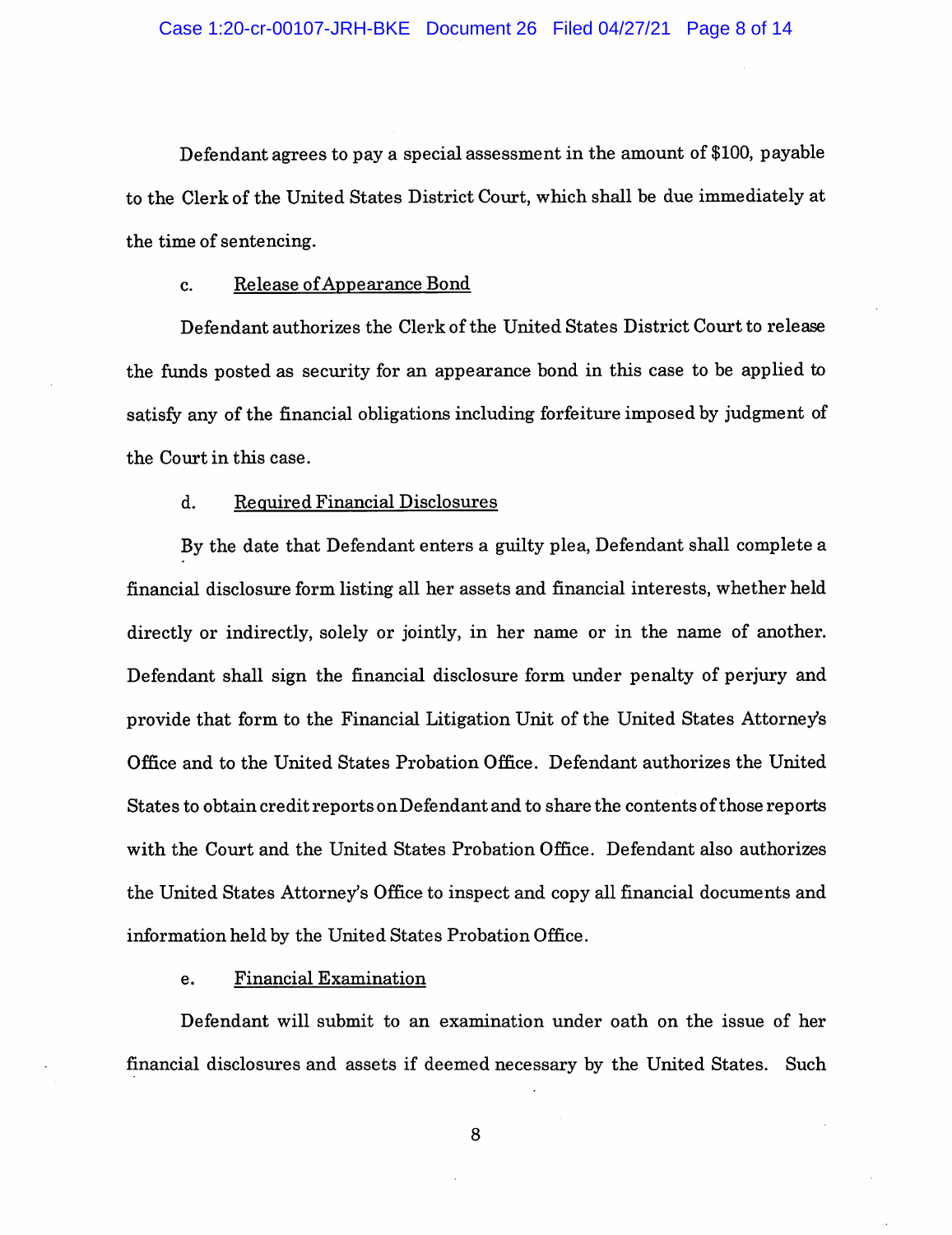Defendant agrees to pay a special assessment in the amount of $100, payable to the Clerk of the United States District Court, which shall be due immediately at the time of sentencing.

c. Release of Appearance Bond

Defendant authorizes the Clerk of the United States District Court to release the funds posted as security for an appearance bond in this case to be applied to satisfy any of the financial obligations including forfeiture imposed by judgment of the Court in this case.

d. Required Financial Disclosures

By the date that Defendant enters a guilty plea, Defendant shall complete a financial disclosure form listing all her assets and financial interests, whether held directly or indirectly, solely or jointly, in her name or in the name of another. Defendant shall sign the financial disclosure form under penalty of perjury and provide that form to the Financial Litigation Unit of the United States Attorney's Office and to the United States Probation Office. Defendant authorizes the United States to obtain credit reports on Defendant and to share the contents of those reports with the Court and the United States Probation Office. Defendant also authorizes the United States Attorney's Office to inspect and copy all financial documents and information held by the United States Probation Office.

e. Financial Examination

Defendant will submit to an examination under oath on the issue of her financial disclosures and assets if deemed necessary by the United States. Such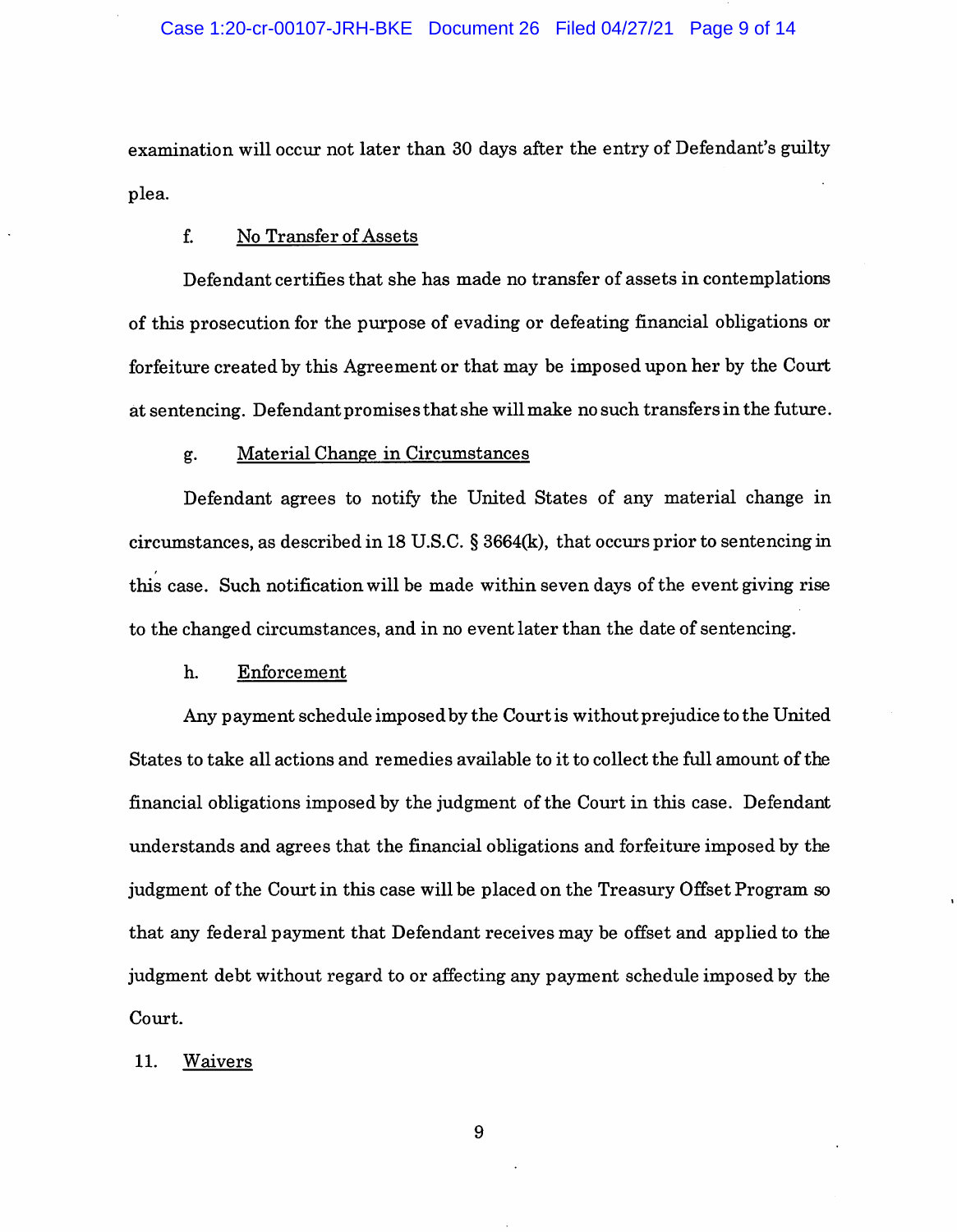examination will occur not later than 30 days after the entry of Defendant's guilty plea.

f. No Transfer of Assets

Defendant certifies that she has made no transfer of assets in contemplations of this prosecution for the purpose of evading or defeating financial obligations or forfeiture created by this Agreement or that may be imposed upon her by the Court at sentencing. Defendant promises that she will make no such transfers in the future.

g. Material Change in Circumstances

Defendant agrees to notify the United States of any material change in circumstances, as described in 18 U.S.C. § 3664(k), that occurs prior to sentencing in this case. Such notification will be made within seven days of the event giving rise to the changed circumstances, and in no event later than the date of sentencing.

h. Enforcement

Any payment schedule imposed by the Court is without prejudice to the United States to take all actions and remedies available to it to collect the full amount of the financial obligations imposed by the judgment of the Court in this case. Defendant understands and agrees that the financial obligations and forfeiture imposed by the judgment of the Court in this case will be placed on the Treasury Offset Program so that any federal payment that Defendant receives may be offset and applied to the judgment debt without regard to or affecting any payment schedule imposed by the Court.

11. Waivers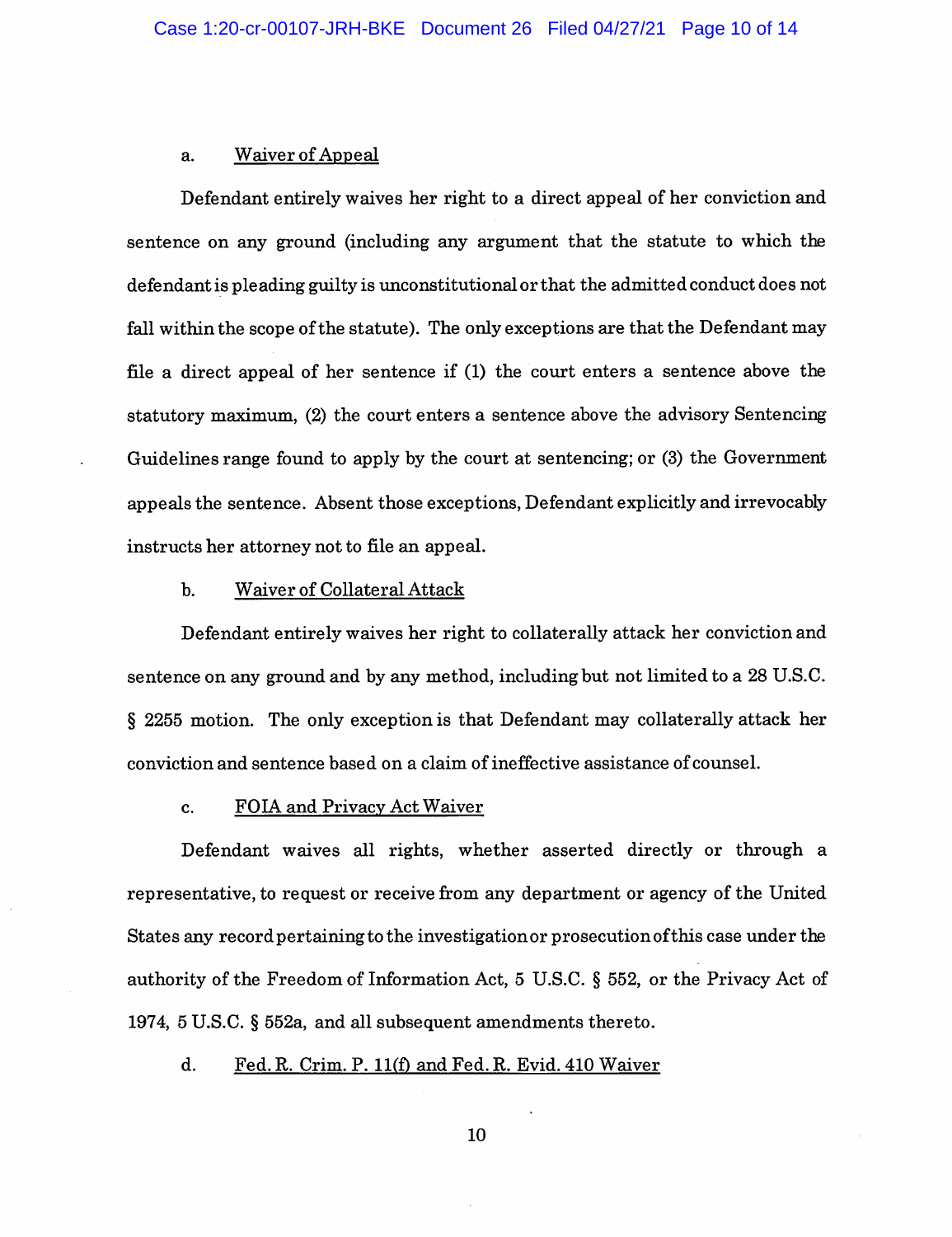a. <u>Waiver of Appeal</u>

Defendant entirely waives her right to a direct appeal of her conviction and sentence on any ground (including any argument that the statute to which the defendant is pleading guilty is unconstitutional or that the admitted conduct does not fall within the scope of the statute). The only exceptions are that the Defendant may file a direct appeal of her sentence if (1) the court enters a sentence above the statutory maximum, (2) the court enters a sentence above the advisory Sentencing Guidelines range found to apply by the court at sentencing; or (3) the Government appeals the sentence. Absent those exceptions, Defendant explicitly and irrevocably instructs her attorney not to file an appeal.

b. <u>Waiver of Collateral Attack</u>

Defendant entirely waives her right to collaterally attack her conviction and sentence on any ground and by any method, including but not limited to a 28 U.S.C. § 2255 motion. The only exception is that Defendant may collaterally attack her conviction and sentence based on a claim of ineffective assistance of counsel.

c. <u>FOIA and Privacy Act Waiver</u>

Defendant waives all rights, whether asserted directly or through a representative, to request or receive from any department or agency of the United States any record pertaining to the investigation or prosecution of this case under the authority of the Freedom of Information Act, 5 U.S.C. § 552, or the Privacy Act of 1974, 5 U.S.C. § 552a, and all subsequent amendments thereto.

d. <u>Fed. R. Crim. P. 11(f) and Fed. R. Evid. 410 Waiver</u>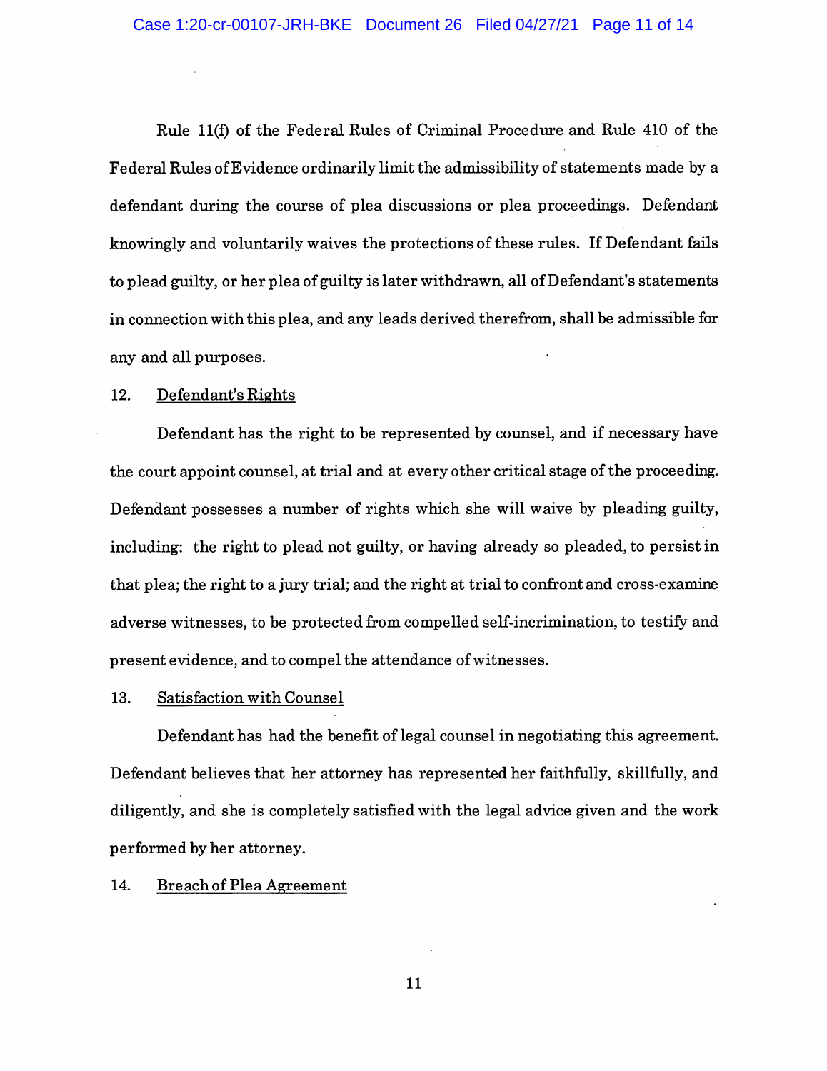Rule 11(f) of the Federal Rules of Criminal Procedure and Rule 410 of the Federal Rules of Evidence ordinarily limit the admissibility of statements made by a defendant during the course of plea discussions or plea proceedings. Defendant knowingly and voluntarily waives the protections of these rules. If Defendant fails to plead guilty, or her plea of guilty is later withdrawn, all of Defendant's statements in connection with this plea, and any leads derived therefrom, shall be admissible for any and all purposes.

12. Defendant's Rights

Defendant has the right to be represented by counsel, and if necessary have the court appoint counsel, at trial and at every other critical stage of the proceeding. Defendant possesses a number of rights which she will waive by pleading guilty, including: the right to plead not guilty, or having already so pleaded, to persist in that plea; the right to a jury trial; and the right at trial to confront and cross-examine adverse witnesses, to be protected from compelled self-incrimination, to testify and present evidence, and to compel the attendance of witnesses.

13. Satisfaction with Counsel

Defendant has had the benefit of legal counsel in negotiating this agreement. Defendant believes that her attorney has represented her faithfully, skillfully, and diligently, and she is completely satisfied with the legal advice given and the work performed by her attorney.

14. Breach of Plea Agreement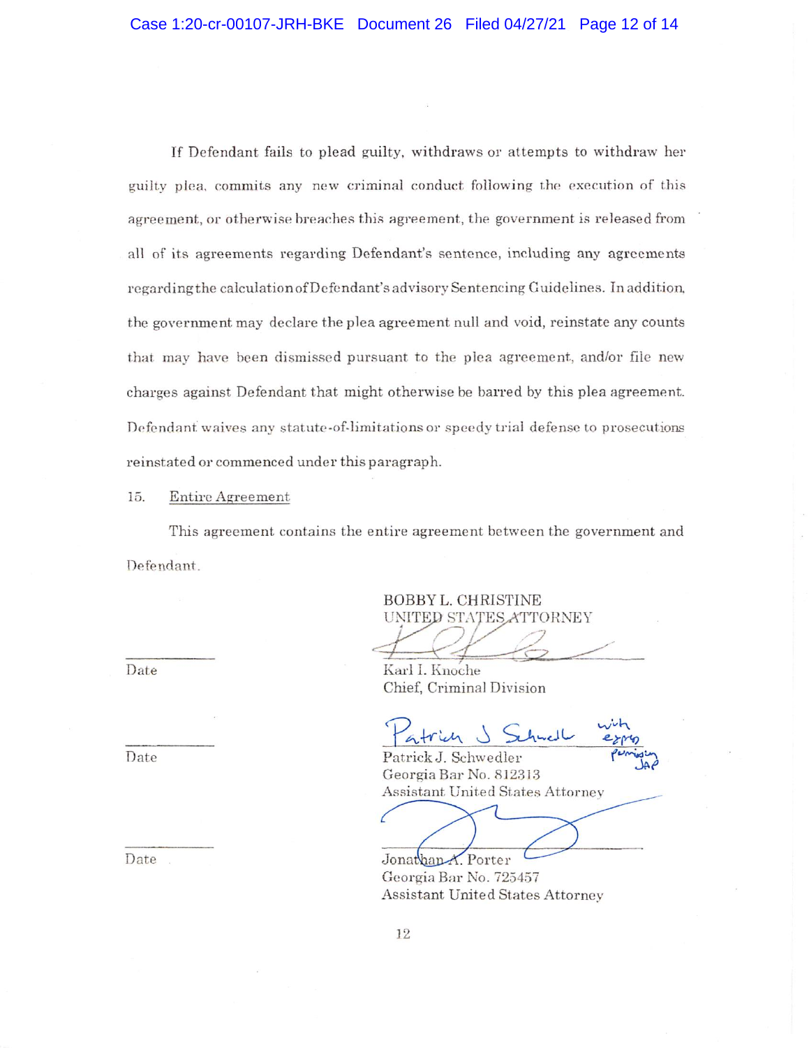If Defendant fails to plead guilty, withdraws or attempts to withdraw her guilty plea, commits any new criminal conduct following the execution of this agreement, or otherwise breaches this agreement, the government is released from all of its agreements regarding Defendant's sentence, including any agreements regarding the calculation of Defendant's advisory Sentencing Guidelines. In addition, the government may declare the plea agreement null and void, reinstate any counts that may have been dismissed pursuant to the plea agreement, and/or file new charges against Defendant that might otherwise be barred by this plea agreement. Defendant waives any statute-of-limitations or speedy trial defense to prosecutions reinstated or commenced under this paragraph.

15. Entire Agreement

This agreement contains the entire agreement between the government and Defendant.

BOBBY L. CHRISTINE
UNITED STATES ATTORNEY

_____________ Date

Karl I. Knoche
Chief, Criminal Division

_____________ Date

Patrick J. Schwedler (with express permission JAP)
Patrick J. Schwedler
Georgia Bar No. 812313
Assistant United States Attorney

_____________ Date

Jonathan A. Porter
Georgia Bar No. 725457
Assistant United States Attorney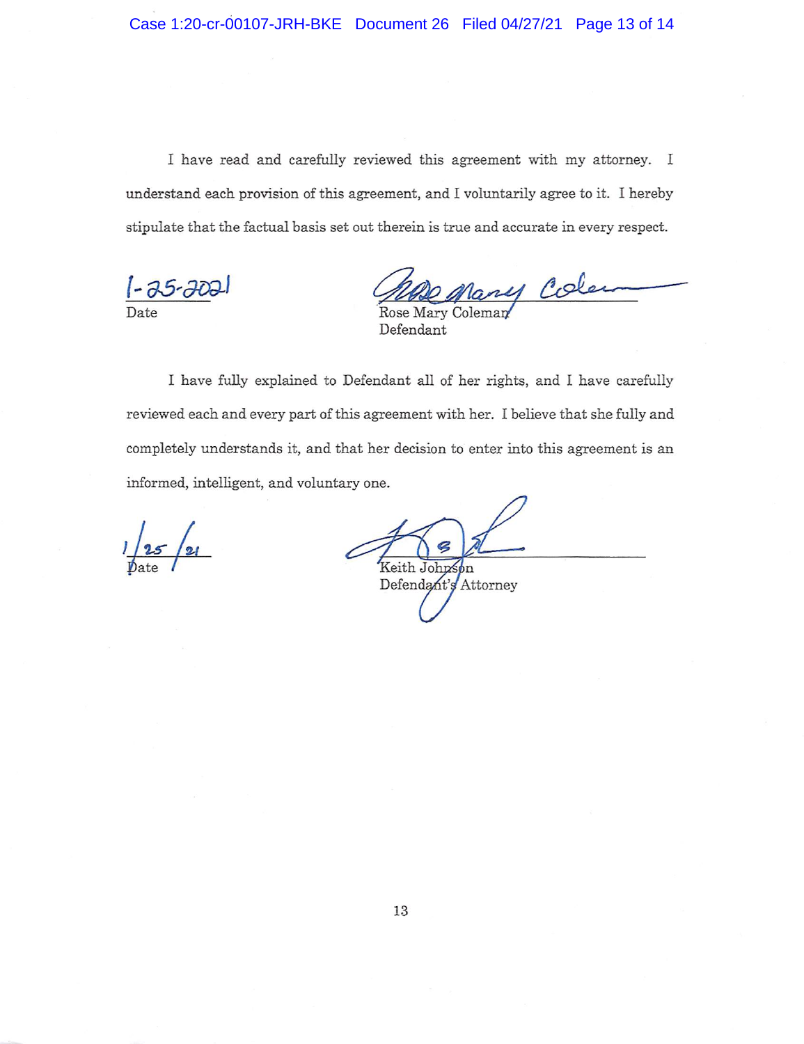I have read and carefully reviewed this agreement with my attorney. I understand each provision of this agreement, and I voluntarily agree to it. I hereby stipulate that the factual basis set out therein is true and accurate in every respect.

1-25-2021
Date

Rose Mary Coleman
Defendant

I have fully explained to Defendant all of her rights, and I have carefully reviewed each and every part of this agreement with her. I believe that she fully and completely understands it, and that her decision to enter into this agreement is an informed, intelligent, and voluntary one.

1/25/21
Date

Keith Johnson
Defendant's Attorney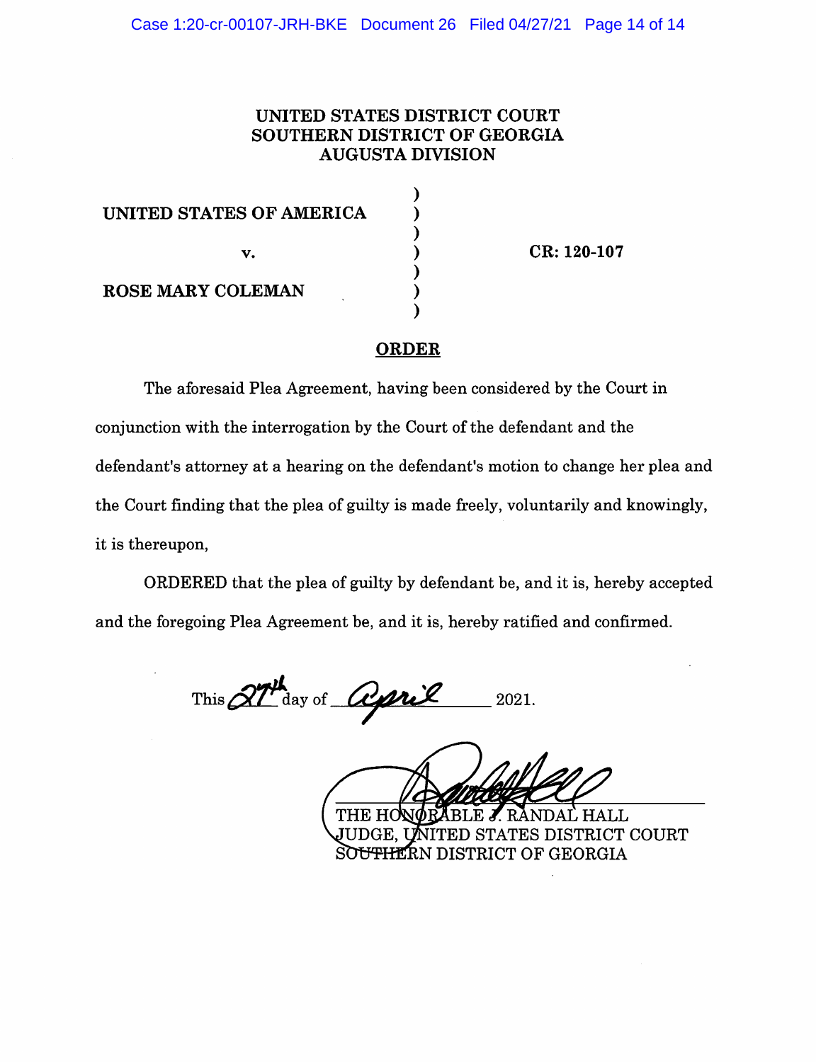**UNITED STATES DISTRICT COURT**
**SOUTHERN DISTRICT OF GEORGIA**
**AUGUSTA DIVISION**

| | | |
|---|---|---|
| **UNITED STATES OF AMERICA** | ) | |
| **v.** | ) | **CR: 120-107** |
| **ROSE MARY COLEMAN** | ) | |

**ORDER**

The aforesaid Plea Agreement, having been considered by the Court in conjunction with the interrogation by the Court of the defendant and the defendant's attorney at a hearing on the defendant's motion to change her plea and the Court finding that the plea of guilty is made freely, voluntarily and knowingly, it is thereupon,

ORDERED that the plea of guilty by defendant be, and it is, hereby accepted and the foregoing Plea Agreement be, and it is, hereby ratified and confirmed.

This 27th day of April 2021.

THE HONORABLE J. RANDAL HALL
JUDGE, UNITED STATES DISTRICT COURT
SOUTHERN DISTRICT OF GEORGIA